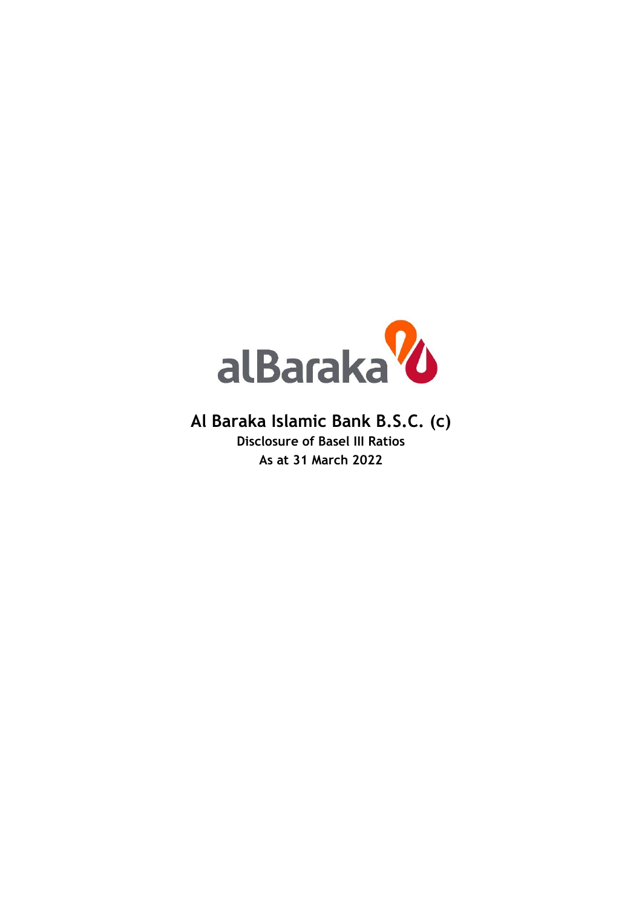alBaraka

# Al Baraka Islamic Bank B.S.C. (c)

**Disclosure of Basel III Ratios**

**As at 31 March 2022**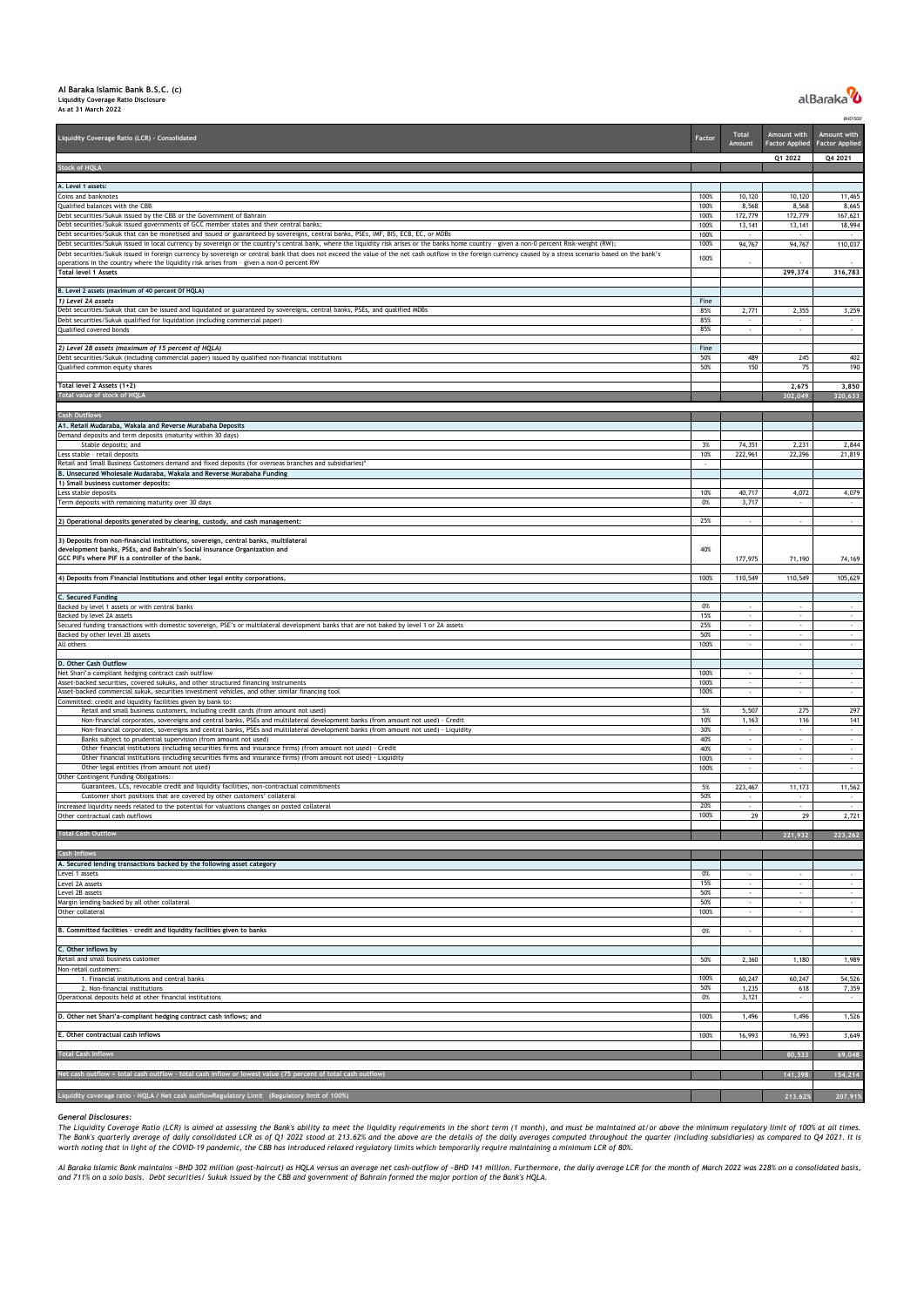**Al Baraka Islamic Bank B.S.C. (c)**
**Liquidity Coverage Ratio Disclosure**
**As at 31 March 2022**

BHD'000

| Liquidity Coverage Ratio (LCR) - Consolidated | Factor | Total Amount | Amount with Factor Applied | Amount with Factor Applied |
|---|---|---|---|---|
| | | | Q1 2022 | Q4 2021 |
| **Stock of HQLA** | | | | |
| **A. Level 1 assets:** | | | | |
| Coins and banknotes | 100% | 10,120 | 10,120 | 11,465 |
| Qualified balances with the CBB | 100% | 8,568 | 8,568 | 8,665 |
| Debt securities/Sukuk issued by the CBB or the Government of Bahrain | 100% | 172,779 | 172,779 | 167,621 |
| Debt securities/Sukuk issued governments of GCC member states and their central banks; | 100% | 13,141 | 13,141 | 18,994 |
| Debt securities/Sukuk that can be monetised and issued or guaranteed by sovereigns, central banks, PSEs, IMF, BIS, ECB, EC, or MDBs | 100% | - | - | - |
| Debt securities/Sukuk issued in local currency by sovereign or the country's central bank, where the liquidity risk arises or the banks home country - given a non-0 percent Risk-weight (RW); | 100% | 94,767 | 94,767 | 110,037 |
| Debt securities/Sukuk issued in foreign currency by sovereign or central bank that does not exceed the value of the net cash outflow in the foreign currency caused by a stress scenario based on the bank's operations in the country where the liquidity risk arises from - given a non-0 percent RW | 100% | - | - | - |
| **Total level 1 Assets** | | | **299,374** | **316,783** |
| **B. Level 2 assets (maximum of 40 percent Of HQLA)** | | | | |
| *1) Level 2A assets* | Fine | | | |
| Debt securities/Sukuk that can be issued and liquidated or guaranteed by sovereigns, central banks, PSEs, and qualified MDBs | 85% | 2,771 | 2,355 | 3,259 |
| Debt securities/Sukuk qualified for liquidation (including commercial paper) | 85% | - | - | - |
| Qualified covered bonds | 85% | - | - | - |
| *2) Level 2B assets (maximum of 15 percent of HQLA)* | Fine | | | |
| Debt securities/Sukuk (including commercial paper) issued by qualified non-financial institutions | 50% | 489 | 245 | 402 |
| Qualified common equity shares | 50% | 150 | 75 | 190 |
| **Total level 2 Assets (1+2)** | | | **2,675** | **3,850** |
| **Total value of stock of HQLA** | | | **302,049** | **320,633** |
| **Cash Outflows** | | | | |
| **A1. Retail Mudaraba, Wakala and Reverse Murabaha Deposits** | | | | |
| Demand deposits and term deposits (maturity within 30 days) | | | | |
| Stable deposits; and | 3% | 74,351 | 2,231 | 2,844 |
| Less stable - retail deposits | 10% | 222,961 | 22,296 | 21,819 |
| Retail and Small Business Customers demand and fixed deposits (for overseas branches and subsidiaries)* | - | | | |
| **B. Unsecured Wholesale Mudaraba, Wakala and Reverse Murabaha Funding** | | | | |
| **1) Small business customer deposits:** | | | | |
| Less stable deposits | 10% | 40,717 | 4,072 | 4,079 |
| Term deposits with remaining maturity over 30 days | 0% | 3,717 | - | - |
| **2) Operational deposits generated by clearing, custody, and cash management:** | 25% | - | - | - |
| **3) Deposits from non-financial institutions, sovereign, central banks, multilateral development banks, PSEs, and Bahrain's Social Insurance Organization and GCC PIFs where PIF is a controller of the bank.** | 40% | 177,975 | 71,190 | 74,169 |
| **4) Deposits from Financial Institutions and other legal entity corporations.** | 100% | 110,549 | 110,549 | 105,629 |
| **C. Secured Funding** | | | | |
| Backed by level 1 assets or with central banks | 0% | - | - | - |
| Backed by level 2A assets | 15% | - | - | - |
| Secured funding transactions with domestic sovereign, PSE's or multilateral development banks that are not baked by level 1 or 2A assets | 25% | - | - | - |
| Backed by other level 2B assets | 50% | - | - | - |
| All others | 100% | - | - | - |
| **D. Other Cash Outflow** | | | | |
| Net Shari'a-compliant hedging contract cash outflow | 100% | - | - | - |
| Asset-backed securities, covered sukuks, and other structured financing instruments | 100% | - | - | - |
| Asset-backed commercial sukuk, securities investment vehicles, and other similar financing tool | 100% | - | - | - |
| Committed: credit and liquidity facilities given by bank to: | | | | |
| Retail and small business customers, including credit cards (from amount not used) | 5% | 5,507 | 275 | 297 |
| Non-financial corporates, sovereigns and central banks, PSEs and multilateral development banks (from amount not used) - Credit | 10% | 1,163 | 116 | 141 |
| Non-financial corporates, sovereigns and central banks, PSEs and multilateral development banks (from amount not used) - Liquidity | 30% | - | - | - |
| Banks subject to prudential supervision (from amount not used) | 40% | - | - | - |
| Other financial institutions (including securities firms and insurance firms) (from amount not used) - Credit | 40% | - | - | - |
| Other financial institutions (including securities firms and insurance firms) (from amount not used) - Liquidity | 100% | - | - | - |
| Other legal entities (from amount not used) | 100% | - | - | - |
| Other Contingent Funding Obligations: | | | | |
| Guarantees, LCs, revocable credit and liquidity facilities, non-contractual commitments | 5% | 223,467 | 11,173 | 11,562 |
| Customer short positions that are covered by other customers' collateral | 50% | - | - | - |
| Increased liquidity needs related to the potential for valuations changes on posted collateral | 20% | - | - | - |
| Other contractual cash outflows | 100% | 29 | 29 | 2,721 |
| **Total Cash Outflow** | | | **221,932** | **223,262** |
| **Cash Inflows** | | | | |
| **A. Secured lending transactions backed by the following asset category** | | | | |
| Level 1 assets | 0% | - | - | - |
| Level 2A assets | 15% | - | - | - |
| Level 2B assets | 50% | - | - | - |
| Margin lending backed by all other collateral | 50% | - | - | - |
| Other collateral | 100% | - | - | - |
| **B. Committed facilities - credit and liquidity facilities given to banks** | 0% | - | - | - |
| **C. Other inflows by** | | | | |
| Retail and small business customer | 50% | 2,360 | 1,180 | 1,989 |
| Non-retail customers: | | | | |
| 1. Financial institutions and central banks | 100% | 60,247 | 60,247 | 54,526 |
| 2. Non-financial institutions | 50% | 1,235 | 618 | 7,359 |
| Operational deposits held at other financial institutions | 0% | 3,121 | - | - |
| **D. Other net Shari'a-compliant hedging contract cash inflows; and** | 100% | 1,496 | 1,496 | 1,526 |
| **E. Other contractual cash inflows** | 100% | 16,993 | 16,993 | 3,649 |
| **Total Cash Inflows** | | | **80,533** | **69,048** |
| **Net cash outflow = total cash outflow - total cash inflow or lowest value (75 percent of total cash outflow)** | | | **141,398** | **154,214** |
| **Liquidity coverage ratio - HQLA / Net cash outflowRegulatory Limit (Regulatory limit of 100%)** | | | **213.62%** | **207.91%** |

***General Disclosures:***

*The Liquidity Coverage Ratio (LCR) is aimed at assessing the Bank's ability to meet the liquidity requirements in the short term (1 month), and must be maintained at/or above the minimum regulatory limit of 100% at all times. The Bank's quarterly average of daily consolidated LCR as of Q1 2022 stood at 213.62% and the above are the details of the daily averages computed throughout the quarter (including subsidiaries) as compared to Q4 2021. It is worth noting that in light of the COVID-19 pandemic, the CBB has introduced relaxed regulatory limits which temporarily require maintaining a minimum LCR of 80%.*

*Al Baraka Islamic Bank maintains ~BHD 302 million (post-haircut) as HQLA versus an average net cash-outflow of ~BHD 141 million. Furthermore, the daily average LCR for the month of March 2022 was 228% on a consolidated basis, and 711% on a solo basis. Debt securities/ Sukuk issued by the CBB and government of Bahrain formed the major portion of the Bank's HQLA.*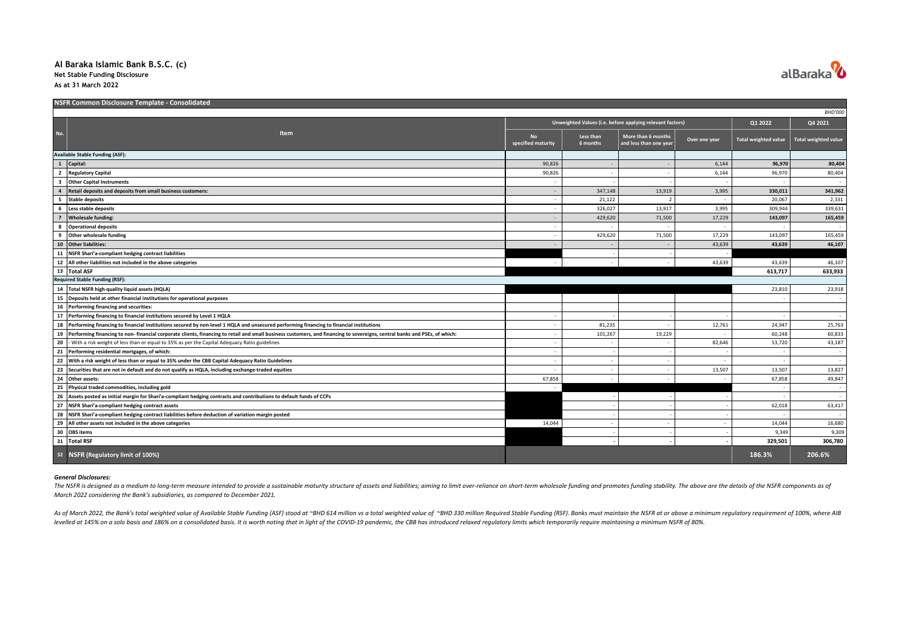# Al Baraka Islamic Bank B.S.C. (c)

**Net Stable Funding Disclosure**

**As at 31 March 2022**

**NSFR Common Disclosure Template - Consolidated**

*BHD'000*

| No. | Item | Unweighted Values (i.e. before applying relevant factors) | | | | Q1 2022 | Q4 2021 |
|---|---|---|---|---|---|---|---|
| | | No specified maturity | Less than 6 months | More than 6 months and less than one year | Over one year | Total weighted value | Total weighted value |
| **Available Stable Funding (ASF):** | | | | | | | |
| 1 | Capital: | 90,826 | - | - | 6,144 | 96,970 | 80,404 |
| 2 | Regulatory Capital | 90,826 | - | - | 6,144 | 96,970 | 80,404 |
| 3 | Other Capital Instruments | - | - | - | - | - | - |
| 4 | Retail deposits and deposits from small business customers: | - | 347,148 | 13,919 | 3,995 | 330,011 | 341,962 |
| 5 | Stable deposits | - | 21,122 | 2 | - | 20,067 | 2,331 |
| 6 | Less stable deposits | - | 326,027 | 13,917 | 3,995 | 309,944 | 339,631 |
| 7 | Wholesale funding: | - | 429,620 | 71,500 | 17,229 | 143,097 | 165,459 |
| 8 | Operational deposits | - | - | - | - | - | - |
| 9 | Other wholesale funding | - | 429,620 | 71,500 | 17,229 | 143,097 | 165,459 |
| 10 | Other liabilities: | - | - | - | 43,639 | 43,639 | 46,107 |
| 11 | NSFR Shari'a-compliant hedging contract liabilities | | - | - | - | | |
| 12 | All other liabilities not included in the above categories | - | - | - | 43,639 | 43,639 | 46,107 |
| 13 | Total ASF | | | | | 613,717 | 633,933 |
| **Required Stable Funding (RSF):** | | | | | | | |
| 14 | Total NSFR high-quality liquid assets (HQLA) | | | | | 23,810 | 23,918 |
| 15 | Deposits held at other financial institutions for operational purposes | | | | | - | - |
| 16 | Performing financing and securities: | | | | | | |
| 17 | Performing financing to financial institutions secured by Level 1 HQLA | - | - | - | - | - | - |
| 18 | Performing financing to financial institutions secured by non-level 1 HQLA and unsecured performing financing to financial institutions | - | 81,235 | - | 12,761 | 24,947 | 25,763 |
| 19 | Performing financing to non- financial corporate clients, financing to retail and small business customers, and financing to sovereigns, central banks and PSEs, of which: | - | 101,267 | 19,229 | - | 60,248 | 60,833 |
| 20 | - With a risk weight of less than or equal to 35% as per the Capital Adequacy Ratio guidelines | - | - | - | 82,646 | 53,720 | 43,187 |
| 21 | Performing residential mortgages, of which: | - | - | - | - | - | - |
| 22 | With a risk weight of less than or equal to 35% under the CBB Capital Adequacy Ratio Guidelines | - | - | - | - | - | - |
| 23 | Securities that are not in default and do not qualify as HQLA, including exchange-traded equities | - | - | - | 13,507 | 13,507 | 13,827 |
| 24 | Other assets: | 67,858 | - | - | - | 67,858 | 49,847 |
| 25 | Physical traded commodities, including gold | - | | | | - | - |
| 26 | Assets posted as initial margin for Shari'a-compliant hedging contracts and contributions to default funds of CCPs | | - | - | - | - | - |
| 27 | NSFR Shari'a-compliant hedging contract assets | | - | - | - | 62,018 | 63,417 |
| 28 | NSFR Shari'a-compliant hedging contract liabilities before deduction of variation margin posted | | - | - | - | - | - |
| 29 | All other assets not included in the above categories | 14,044 | - | - | - | 14,044 | 16,680 |
| 30 | OBS items | | - | - | - | 9,349 | 9,309 |
| 31 | Total RSF | | - | - | - | 329,501 | 306,780 |
| 32 | NSFR (Regulatory limit of 100%) | | | | | 186.3% | 206.6% |

***General Disclosures:***

*The NSFR is designed as a medium to long-term measure intended to provide a sustainable maturity structure of assets and liabilities; aiming to limit over-reliance on short-term wholesale funding and promotes funding stability. The above are the details of the NSFR components as of March 2022 considering the Bank's subsidiaries, as compared to December 2021.*

*As of March 2022, the Bank's total weighted value of Available Stable Funding (ASF) stood at ~BHD 614 million vs a total weighted value of ~BHD 330 million Required Stable Funding (RSF). Banks must maintain the NSFR at or above a minimum regulatory requirement of 100%, where AIB levelled at 145% on a solo basis and 186% on a consolidated basis. It is worth noting that in light of the COVID-19 pandemic, the CBB has introduced relaxed regulatory limits which temporarily require maintaining a minimum NSFR of 80%.*